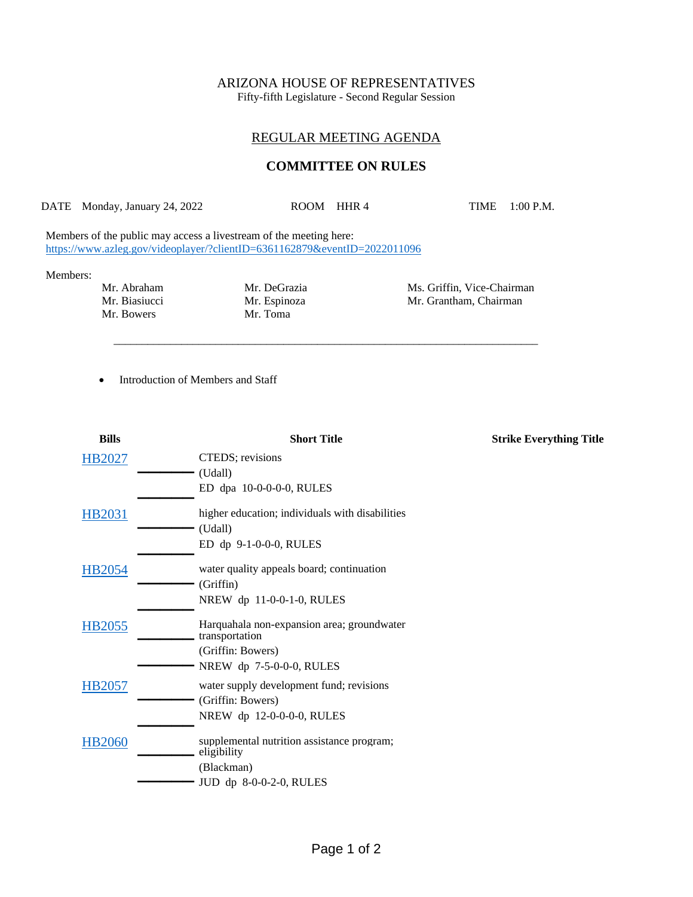ARIZONA HOUSE OF REPRESENTATIVES
Fifty-fifth Legislature - Second Regular Session

## REGULAR MEETING AGENDA

## COMMITTEE ON RULES

DATE Monday, January 24, 2022 ROOM HHR 4 TIME 1:00 P.M.

Members of the public may access a livestream of the meeting here:
https://www.azleg.gov/videoplayer/?clientID=6361162879&eventID=2022011096

Members:

| | | |
|---|---|---|
| Mr. Abraham | Mr. DeGrazia | Ms. Griffin, Vice-Chairman |
| Mr. Biasiucci | Mr. Espinoza | Mr. Grantham, Chairman |
| Mr. Bowers | Mr. Toma | |

---

- Introduction of Members and Staff

| Bills | Short Title | Strike Everything Title |
|---|---|---|
| HB2027 | CTEDS; revisions (Udall) ED dpa 10-0-0-0-0, RULES | |
| HB2031 | higher education; individuals with disabilities (Udall) ED dp 9-1-0-0-0, RULES | |
| HB2054 | water quality appeals board; continuation (Griffin) NREW dp 11-0-0-1-0, RULES | |
| HB2055 | Harquahala non-expansion area; groundwater transportation (Griffin: Bowers) NREW dp 7-5-0-0-0, RULES | |
| HB2057 | water supply development fund; revisions (Griffin: Bowers) NREW dp 12-0-0-0-0, RULES | |
| HB2060 | supplemental nutrition assistance program; eligibility (Blackman) JUD dp 8-0-0-2-0, RULES | |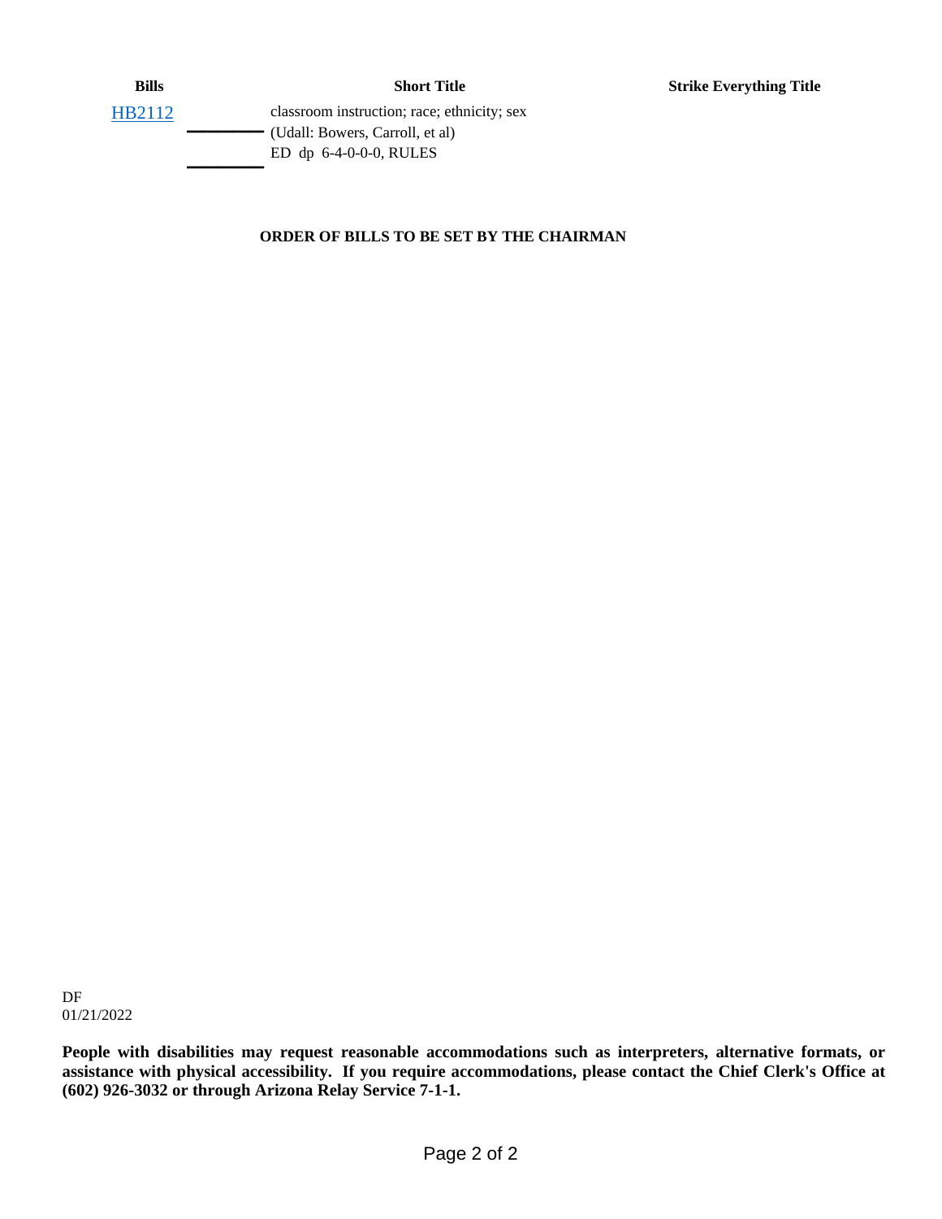| Bills | Short Title | Strike Everything Title |
|---|---|---|
| HB2112 | classroom instruction; race; ethnicity; sex<br>(Udall: Bowers, Carroll, et al)<br>ED dp 6-4-0-0-0, RULES | |

**ORDER OF BILLS TO BE SET BY THE CHAIRMAN**

DF
01/21/2022

**People with disabilities may request reasonable accommodations such as interpreters, alternative formats, or assistance with physical accessibility. If you require accommodations, please contact the Chief Clerk's Office at (602) 926-3032 or through Arizona Relay Service 7-1-1.**